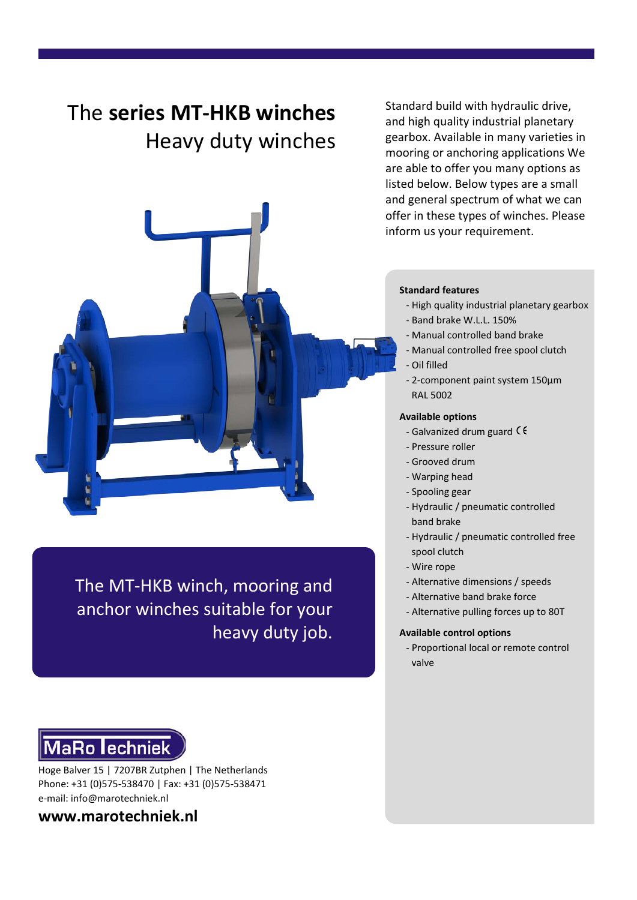# The **series MT-HKB winches**
## Heavy duty winches

Standard build with hydraulic drive, and high quality industrial planetary gearbox. Available in many varieties in mooring or anchoring applications We are able to offer you many options as listed below. Below types are a small and general spectrum of what we can offer in these types of winches. Please inform us your requirement.

The MT-HKB winch, mooring and anchor winches suitable for your heavy duty job.

**Standard features**

- High quality industrial planetary gearbox
- Band brake W.L.L. 150%
- Manual controlled band brake
- Manual controlled free spool clutch
- Oil filled
- 2-component paint system 150µm RAL 5002

**Available options**

- Galvanized drum guard CE
- Pressure roller
- Grooved drum
- Warping head
- Spooling gear
- Hydraulic / pneumatic controlled band brake
- Hydraulic / pneumatic controlled free spool clutch
- Wire rope
- Alternative dimensions / speeds
- Alternative band brake force
- Alternative pulling forces up to 80T

**Available control options**

- Proportional local or remote control valve

MaRo Techniek

Hoge Balver 15 | 7207BR Zutphen | The Netherlands
Phone: +31 (0)575-538470 | Fax: +31 (0)575-538471
e-mail: info@marotechniek.nl

**www.marotechniek.nl**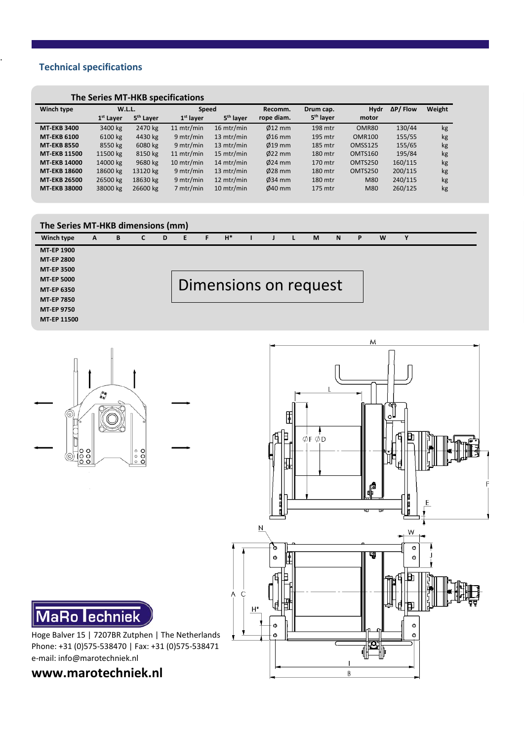## Technical specifications

### The Series MT-HKB specifications

| Winch type | W.L.L. | | Speed | | Recomm. | Drum cap. | Hydr | ΔP/ Flow | Weight |
|---|---|---|---|---|---|---|---|---|---|
| | 1st Layer | 5th Layer | 1st layer | 5th layer | rope diam. | 5th layer | motor | | |
| **MT-EKB 3400** | 3400 kg | 2470 kg | 11 mtr/min | 16 mtr/min | Ø12 mm | 198 mtr | OMR80 | 130/44 | kg |
| **MT-EKB 6100** | 6100 kg | 4430 kg | 9 mtr/min | 13 mtr/min | Ø16 mm | 195 mtr | OMR100 | 155/55 | kg |
| **MT-EKB 8550** | 8550 kg | 6080 kg | 9 mtr/min | 13 mtr/min | Ø19 mm | 185 mtr | OMSS125 | 155/65 | kg |
| **MT-EKB 11500** | 11500 kg | 8150 kg | 11 mtr/min | 15 mtr/min | Ø22 mm | 180 mtr | OMTS160 | 195/84 | kg |
| **MT-EKB 14000** | 14000 kg | 9680 kg | 10 mtr/min | 14 mtr/min | Ø24 mm | 170 mtr | OMTS250 | 160/115 | kg |
| **MT-EKB 18600** | 18600 kg | 13120 kg | 9 mtr/min | 13 mtr/min | Ø28 mm | 180 mtr | OMTS250 | 200/115 | kg |
| **MT-EKB 26500** | 26500 kg | 18630 kg | 9 mtr/min | 12 mtr/min | Ø34 mm | 180 mtr | M80 | 240/115 | kg |
| **MT-EKB 38000** | 38000 kg | 26600 kg | 7 mtr/min | 10 mtr/min | Ø40 mm | 175 mtr | M80 | 260/125 | kg |

### The Series MT-HKB dimensions (mm)

| Winch type | A | B | C | D | E | F | H* | I | J | L | M | N | P | W | Y |
|---|---|---|---|---|---|---|---|---|---|---|---|---|---|---|---|
| **MT-EP 1900** | | | | | | | | | | | | | | | |
| **MT-EP 2800** | | | | | | | | | | | | | | | |
| **MT-EP 3500** | | | | | | | | | | | | | | | |
| **MT-EP 5000** | | | | | | | | | | | | | | | |
| **MT-EP 6350** | | | | | | | | | | | | | | | |
| **MT-EP 7850** | | | | | | | | | | | | | | | |
| **MT-EP 9750** | | | | | | | | | | | | | | | |
| **MT-EP 11500** | | | | | | | | | | | | | | | |

Dimensions on request

M
L
ØF ØD
F
E
N
W
J
A C
H*
I
B

MaRo Techniek

Hoge Balver 15 | 7207BR Zutphen | The Netherlands
Phone: +31 (0)575-538470 | Fax: +31 (0)575-538471
e-mail: info@marotechniek.nl

**www.marotechniek.nl**